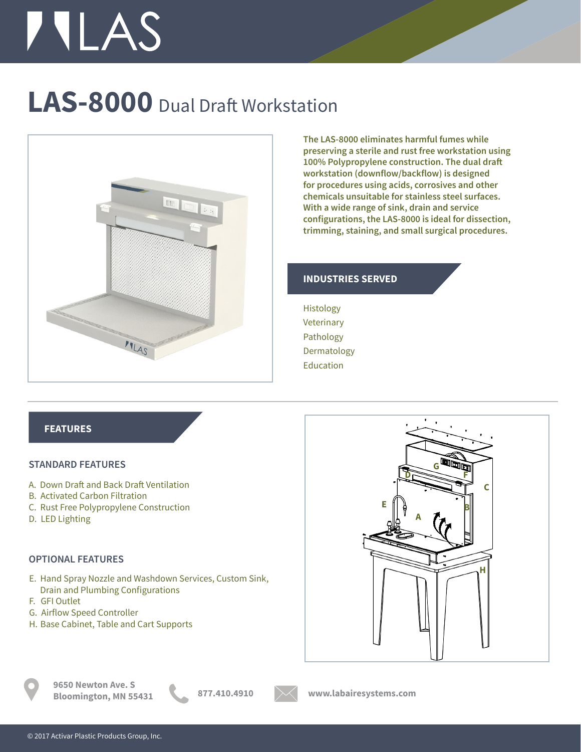# LAS-8000 Dual Draft Workstation

**The LAS-8000 eliminates harmful fumes while preserving a sterile and rust free workstation using 100% Polypropylene construction. The dual draft workstation (downflow/backflow) is designed for procedures using acids, corrosives and other chemicals unsuitable for stainless steel surfaces. With a wide range of sink, drain and service configurations, the LAS-8000 is ideal for dissection, trimming, staining, and small surgical procedures.**

## INDUSTRIES SERVED

Histology
Veterinary
Pathology
Dermatology
Education

## FEATURES

### STANDARD FEATURES

A. Down Draft and Back Draft Ventilation
B. Activated Carbon Filtration
C. Rust Free Polypropylene Construction
D. LED Lighting

### OPTIONAL FEATURES

E. Hand Spray Nozzle and Washdown Services, Custom Sink, Drain and Plumbing Configurations
F. GFI Outlet
G. Airflow Speed Controller
H. Base Cabinet, Table and Cart Supports

**9650 Newton Ave. S**
**Bloomington, MN 55431**

**877.410.4910**

**www.labairesystems.com**

© 2017 Activar Plastic Products Group, Inc.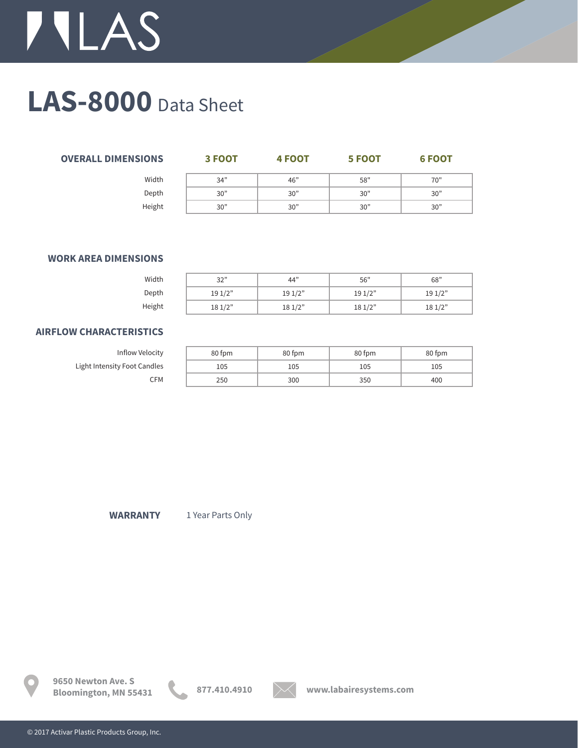# LAS-8000 Data Sheet

| OVERALL DIMENSIONS | 3 FOOT | 4 FOOT | 5 FOOT | 6 FOOT |
|---|---|---|---|---|
| Width | 34” | 46” | 58" | 70" |
| Depth | 30” | 30” | 30" | 30” |
| Height | 30” | 30” | 30" | 30” |

| WORK AREA DIMENSIONS | 3 FOOT | 4 FOOT | 5 FOOT | 6 FOOT |
|---|---|---|---|---|
| Width | 32” | 44” | 56" | 68” |
| Depth | 19 1/2” | 19 1/2” | 19 1/2” | 19 1/2” |
| Height | 18 1/2” | 18 1/2” | 18 1/2” | 18 1/2” |

| AIRFLOW CHARACTERISTICS | 3 FOOT | 4 FOOT | 5 FOOT | 6 FOOT |
|---|---|---|---|---|
| Inflow Velocity | 80 fpm | 80 fpm | 80 fpm | 80 fpm |
| Light Intensity Foot Candles | 105 | 105 | 105 | 105 |
| CFM | 250 | 300 | 350 | 400 |

**WARRANTY** 1 Year Parts Only

**9650 Newton Ave. S**
**Bloomington, MN 55431**

**877.410.4910**

**www.labairesystems.com**

© 2017 Activar Plastic Products Group, Inc.